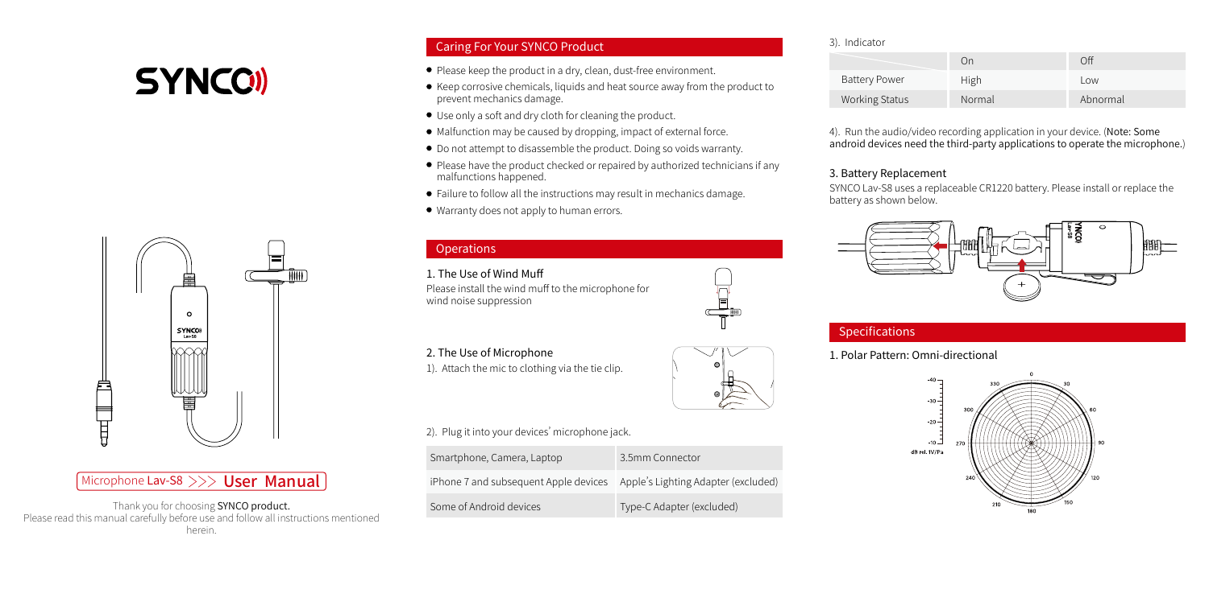# SYNCO

Microphone Lav-S8 >>> User Manual

Thank you for choosing SYNCO product.
Please read this manual carefully before use and follow all instructions mentioned herein.

## Caring For Your SYNCO Product

- Please keep the product in a dry, clean, dust-free environment.
- Keep corrosive chemicals, liquids and heat source away from the product to prevent mechanics damage.
- Use only a soft and dry cloth for cleaning the product.
- Malfunction may be caused by dropping, impact of external force.
- Do not attempt to disassemble the product. Doing so voids warranty.
- Please have the product checked or repaired by authorized technicians if any malfunctions happened.
- Failure to follow all the instructions may result in mechanics damage.
- Warranty does not apply to human errors.

## Operations

### 1. The Use of Wind Muff

Please install the wind muff to the microphone for wind noise suppression

### 2. The Use of Microphone

1). Attach the mic to clothing via the tie clip.

2). Plug it into your devices' microphone jack.

| Smartphone, Camera, Laptop | 3.5mm Connector |
|---|---|
| iPhone 7 and subsequent Apple devices | Apple's Lighting Adapter (excluded) |
| Some of Android devices | Type-C Adapter (excluded) |

3). Indicator

| | On | Off |
|---|---|---|
| Battery Power | High | Low |
| Working Status | Normal | Abnormal |

4). Run the audio/video recording application in your device. (Note: Some android devices need the third-party applications to operate the microphone.)

### 3. Battery Replacement

SYNCO Lav-S8 uses a replaceable CR1220 battery. Please install or replace the battery as shown below.

## Specifications

### 1. Polar Pattern: Omni-directional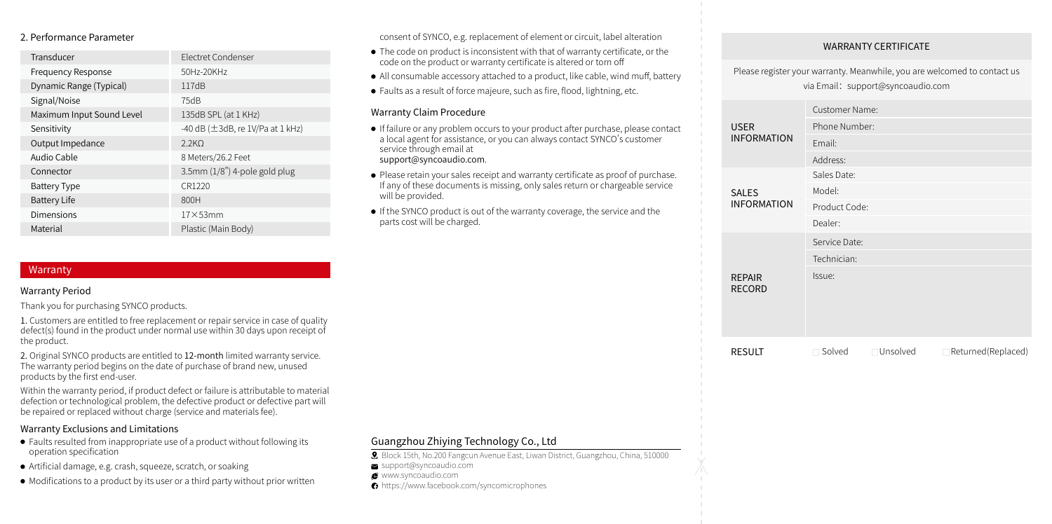## 2. Performance Parameter

| | |
|---|---|
| Transducer | Electret Condenser |
| Frequency Response | 50Hz-20KHz |
| Dynamic Range (Typical) | 117dB |
| Signal/Noise | 75dB |
| Maximum Input Sound Level | 135dB SPL (at 1 KHz) |
| Sensitivity | -40 dB (±3dB, re 1V/Pa at 1 kHz) |
| Output Impedance | 2.2KΩ |
| Audio Cable | 8 Meters/26.2 Feet |
| Connector | 3.5mm (1/8") 4-pole gold plug |
| Battery Type | CR1220 |
| Battery Life | 800H |
| Dimensions | 17×53mm |
| Material | Plastic (Main Body) |

## Warranty

### Warranty Period

Thank you for purchasing SYNCO products.

1. Customers are entitled to free replacement or repair service in case of quality defect(s) found in the product under normal use within 30 days upon receipt of the product.

2. Original SYNCO products are entitled to 12-month limited warranty service. The warranty period begins on the date of purchase of brand new, unused products by the first end-user.

Within the warranty period, if product defect or failure is attributable to material defection or technological problem, the defective product or defective part will be repaired or replaced without charge (service and materials fee).

### Warranty Exclusions and Limitations

- Faults resulted from inappropriate use of a product without following its operation specification
- Artificial damage, e.g. crash, squeeze, scratch, or soaking
- Modifications to a product by its user or a third party without prior written consent of SYNCO, e.g. replacement of element or circuit, label alteration
- The code on product is inconsistent with that of warranty certificate, or the code on the product or warranty certificate is altered or torn off
- All consumable accessory attached to a product, like cable, wind muff, battery
- Faults as a result of force majeure, such as fire, flood, lightning, etc.

### Warranty Claim Procedure

- If failure or any problem occurs to your product after purchase, please contact a local agent for assistance, or you can always contact SYNCO's customer service through email at support@syncoaudio.com.
- Please retain your sales receipt and warranty certificate as proof of purchase. If any of these documents is missing, only sales return or chargeable service will be provided.
- If the SYNCO product is out of the warranty coverage, the service and the parts cost will be charged.

### Guangzhou Zhiying Technology Co., Ltd

Block 15th, No.200 Fangcun Avenue East, Liwan District, Guangzhou, China, 510000
support@syncoaudio.com
www.syncoaudio.com
https://www.facebook.com/syncomicrophones

## WARRANTY CERTIFICATE

Please register your warranty. Meanwhile, you are welcomed to contact us via Email：support@syncoaudio.com

| | |
|---|---|
| USER INFORMATION | Customer Name: |
| | Phone Number: |
| | Email: |
| | Address: |
| SALES INFORMATION | Sales Date: |
| | Model: |
| | Product Code: |
| | Dealer: |
| REPAIR RECORD | Service Date: |
| | Technician: |
| | Issue: |

RESULT □ Solved □ Unsolved □ Returned(Replaced)